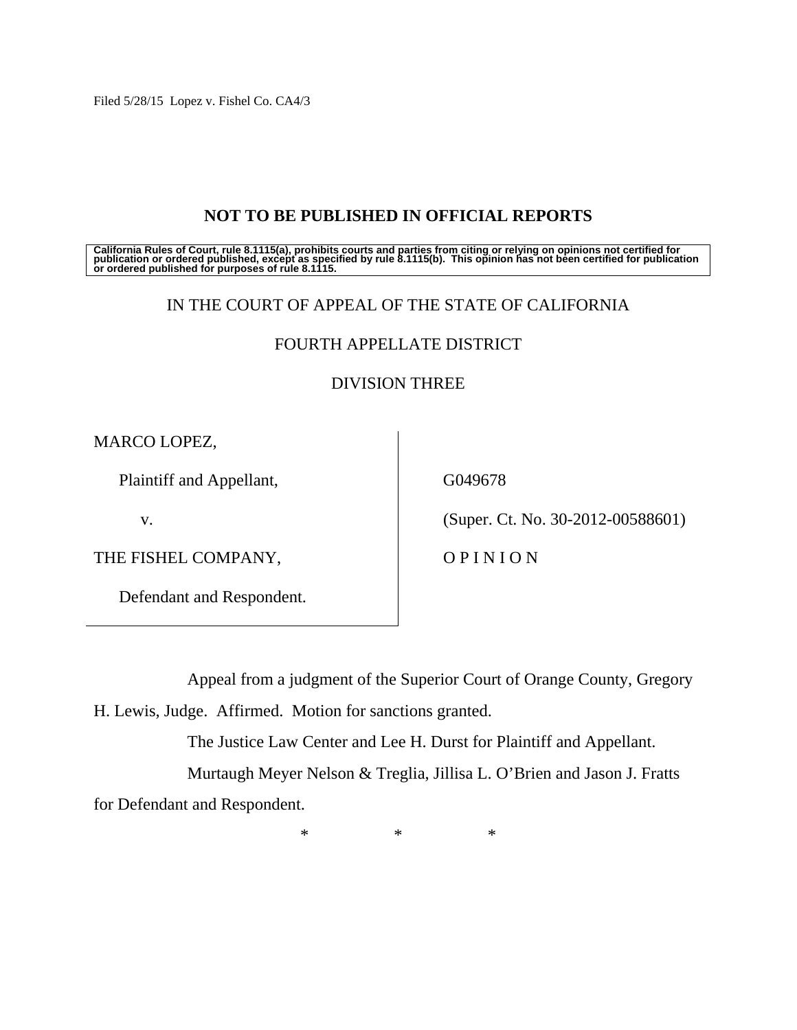Filed 5/28/15 Lopez v. Fishel Co. CA4/3

## NOT TO BE PUBLISHED IN OFFICIAL REPORTS

**California Rules of Court, rule 8.1115(a), prohibits courts and parties from citing or relying on opinions not certified for publication or ordered published, except as specified by rule 8.1115(b). This opinion has not been certified for publication or ordered published for purposes of rule 8.1115.**

IN THE COURT OF APPEAL OF THE STATE OF CALIFORNIA

FOURTH APPELLATE DISTRICT

DIVISION THREE

| | |
|---|---|
| MARCO LOPEZ, | |
| Plaintiff and Appellant, | G049678 |
| v. | (Super. Ct. No. 30-2012-00588601) |
| THE FISHEL COMPANY, | O P I N I O N |
| Defendant and Respondent. | |

Appeal from a judgment of the Superior Court of Orange County, Gregory H. Lewis, Judge. Affirmed. Motion for sanctions granted.

The Justice Law Center and Lee H. Durst for Plaintiff and Appellant.

Murtaugh Meyer Nelson & Treglia, Jillisa L. O'Brien and Jason J. Fratts for Defendant and Respondent.

\* \* \*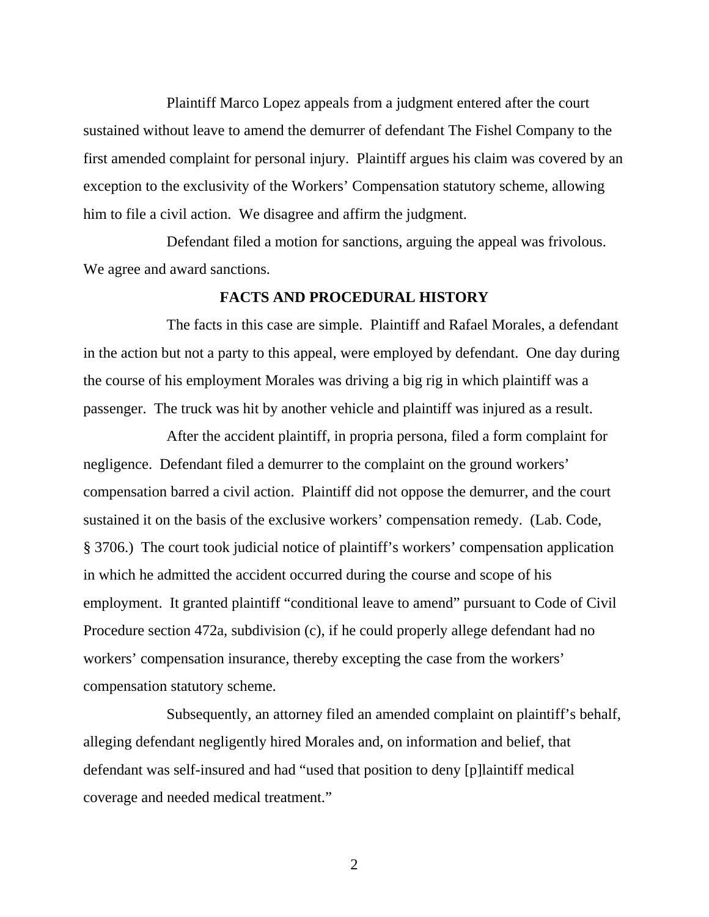Plaintiff Marco Lopez appeals from a judgment entered after the court sustained without leave to amend the demurrer of defendant The Fishel Company to the first amended complaint for personal injury. Plaintiff argues his claim was covered by an exception to the exclusivity of the Workers' Compensation statutory scheme, allowing him to file a civil action. We disagree and affirm the judgment.

Defendant filed a motion for sanctions, arguing the appeal was frivolous. We agree and award sanctions.

## FACTS AND PROCEDURAL HISTORY

The facts in this case are simple. Plaintiff and Rafael Morales, a defendant in the action but not a party to this appeal, were employed by defendant. One day during the course of his employment Morales was driving a big rig in which plaintiff was a passenger. The truck was hit by another vehicle and plaintiff was injured as a result.

After the accident plaintiff, in propria persona, filed a form complaint for negligence. Defendant filed a demurrer to the complaint on the ground workers' compensation barred a civil action. Plaintiff did not oppose the demurrer, and the court sustained it on the basis of the exclusive workers' compensation remedy. (Lab. Code, § 3706.) The court took judicial notice of plaintiff's workers' compensation application in which he admitted the accident occurred during the course and scope of his employment. It granted plaintiff "conditional leave to amend" pursuant to Code of Civil Procedure section 472a, subdivision (c), if he could properly allege defendant had no workers' compensation insurance, thereby excepting the case from the workers' compensation statutory scheme.

Subsequently, an attorney filed an amended complaint on plaintiff's behalf, alleging defendant negligently hired Morales and, on information and belief, that defendant was self-insured and had "used that position to deny [p]laintiff medical coverage and needed medical treatment."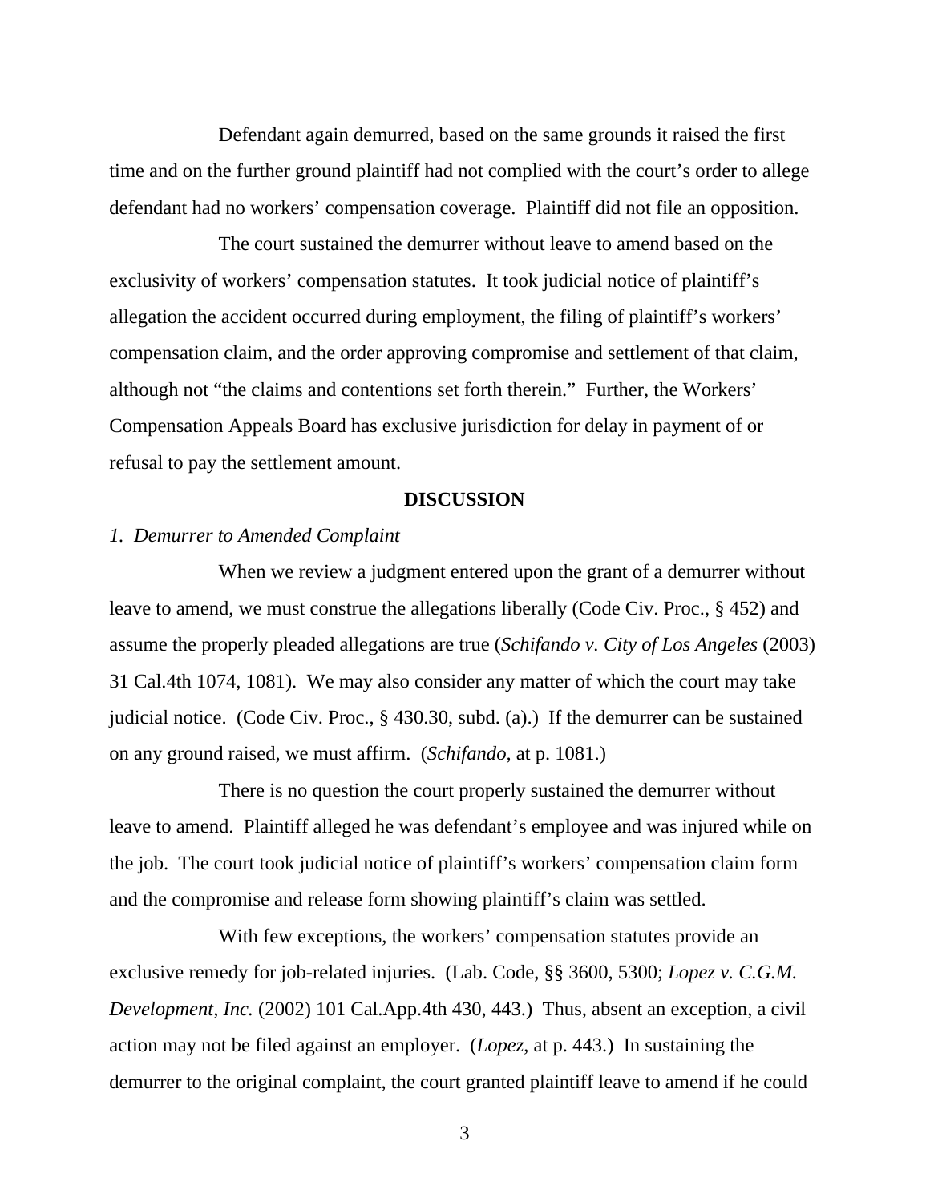Defendant again demurred, based on the same grounds it raised the first time and on the further ground plaintiff had not complied with the court's order to allege defendant had no workers' compensation coverage. Plaintiff did not file an opposition.

The court sustained the demurrer without leave to amend based on the exclusivity of workers' compensation statutes. It took judicial notice of plaintiff's allegation the accident occurred during employment, the filing of plaintiff's workers' compensation claim, and the order approving compromise and settlement of that claim, although not "the claims and contentions set forth therein." Further, the Workers' Compensation Appeals Board has exclusive jurisdiction for delay in payment of or refusal to pay the settlement amount.

## DISCUSSION

### *1. Demurrer to Amended Complaint*

When we review a judgment entered upon the grant of a demurrer without leave to amend, we must construe the allegations liberally (Code Civ. Proc., § 452) and assume the properly pleaded allegations are true (*Schifando v. City of Los Angeles* (2003) 31 Cal.4th 1074, 1081). We may also consider any matter of which the court may take judicial notice. (Code Civ. Proc., § 430.30, subd. (a).) If the demurrer can be sustained on any ground raised, we must affirm. (*Schifando,* at p. 1081.)

There is no question the court properly sustained the demurrer without leave to amend. Plaintiff alleged he was defendant's employee and was injured while on the job. The court took judicial notice of plaintiff's workers' compensation claim form and the compromise and release form showing plaintiff's claim was settled.

With few exceptions, the workers' compensation statutes provide an exclusive remedy for job-related injuries. (Lab. Code, §§ 3600, 5300; *Lopez v. C.G.M. Development, Inc.* (2002) 101 Cal.App.4th 430, 443.) Thus, absent an exception, a civil action may not be filed against an employer. (*Lopez,* at p. 443.) In sustaining the demurrer to the original complaint, the court granted plaintiff leave to amend if he could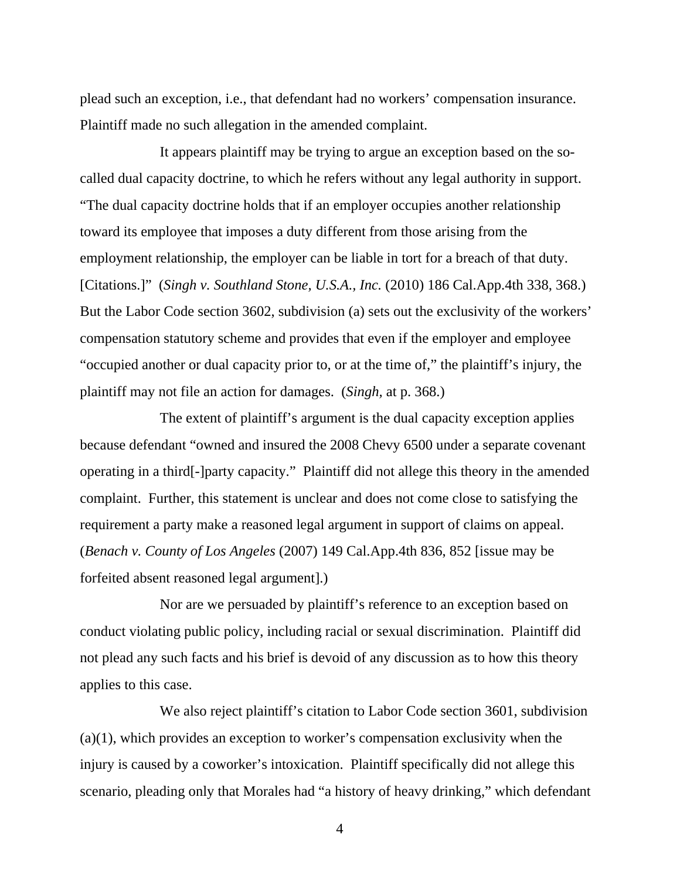plead such an exception, i.e., that defendant had no workers' compensation insurance. Plaintiff made no such allegation in the amended complaint.

It appears plaintiff may be trying to argue an exception based on the so-called dual capacity doctrine, to which he refers without any legal authority in support. "The dual capacity doctrine holds that if an employer occupies another relationship toward its employee that imposes a duty different from those arising from the employment relationship, the employer can be liable in tort for a breach of that duty. [Citations.]" (*Singh v. Southland Stone, U.S.A., Inc.* (2010) 186 Cal.App.4th 338, 368.) But the Labor Code section 3602, subdivision (a) sets out the exclusivity of the workers' compensation statutory scheme and provides that even if the employer and employee "occupied another or dual capacity prior to, or at the time of," the plaintiff's injury, the plaintiff may not file an action for damages. (*Singh*, at p. 368.)

The extent of plaintiff's argument is the dual capacity exception applies because defendant "owned and insured the 2008 Chevy 6500 under a separate covenant operating in a third[-]party capacity." Plaintiff did not allege this theory in the amended complaint. Further, this statement is unclear and does not come close to satisfying the requirement a party make a reasoned legal argument in support of claims on appeal. (*Benach v. County of Los Angeles* (2007) 149 Cal.App.4th 836, 852 [issue may be forfeited absent reasoned legal argument].)

Nor are we persuaded by plaintiff's reference to an exception based on conduct violating public policy, including racial or sexual discrimination. Plaintiff did not plead any such facts and his brief is devoid of any discussion as to how this theory applies to this case.

We also reject plaintiff's citation to Labor Code section 3601, subdivision (a)(1), which provides an exception to worker's compensation exclusivity when the injury is caused by a coworker's intoxication. Plaintiff specifically did not allege this scenario, pleading only that Morales had "a history of heavy drinking," which defendant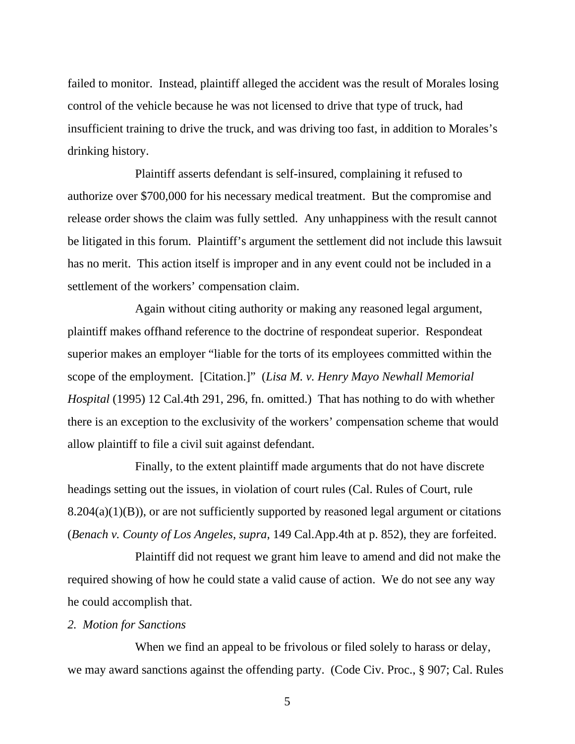failed to monitor. Instead, plaintiff alleged the accident was the result of Morales losing control of the vehicle because he was not licensed to drive that type of truck, had insufficient training to drive the truck, and was driving too fast, in addition to Morales's drinking history.

Plaintiff asserts defendant is self-insured, complaining it refused to authorize over $700,000 for his necessary medical treatment. But the compromise and release order shows the claim was fully settled. Any unhappiness with the result cannot be litigated in this forum. Plaintiff's argument the settlement did not include this lawsuit has no merit. This action itself is improper and in any event could not be included in a settlement of the workers' compensation claim.

Again without citing authority or making any reasoned legal argument, plaintiff makes offhand reference to the doctrine of respondeat superior. Respondeat superior makes an employer "liable for the torts of its employees committed within the scope of the employment. [Citation.]" (*Lisa M. v. Henry Mayo Newhall Memorial Hospital* (1995) 12 Cal.4th 291, 296, fn. omitted.) That has nothing to do with whether there is an exception to the exclusivity of the workers' compensation scheme that would allow plaintiff to file a civil suit against defendant.

Finally, to the extent plaintiff made arguments that do not have discrete headings setting out the issues, in violation of court rules (Cal. Rules of Court, rule 8.204(a)(1)(B)), or are not sufficiently supported by reasoned legal argument or citations (*Benach v. County of Los Angeles*, *supra*, 149 Cal.App.4th at p. 852), they are forfeited.

Plaintiff did not request we grant him leave to amend and did not make the required showing of how he could state a valid cause of action. We do not see any way he could accomplish that.

*2. Motion for Sanctions*

When we find an appeal to be frivolous or filed solely to harass or delay, we may award sanctions against the offending party. (Code Civ. Proc., § 907; Cal. Rules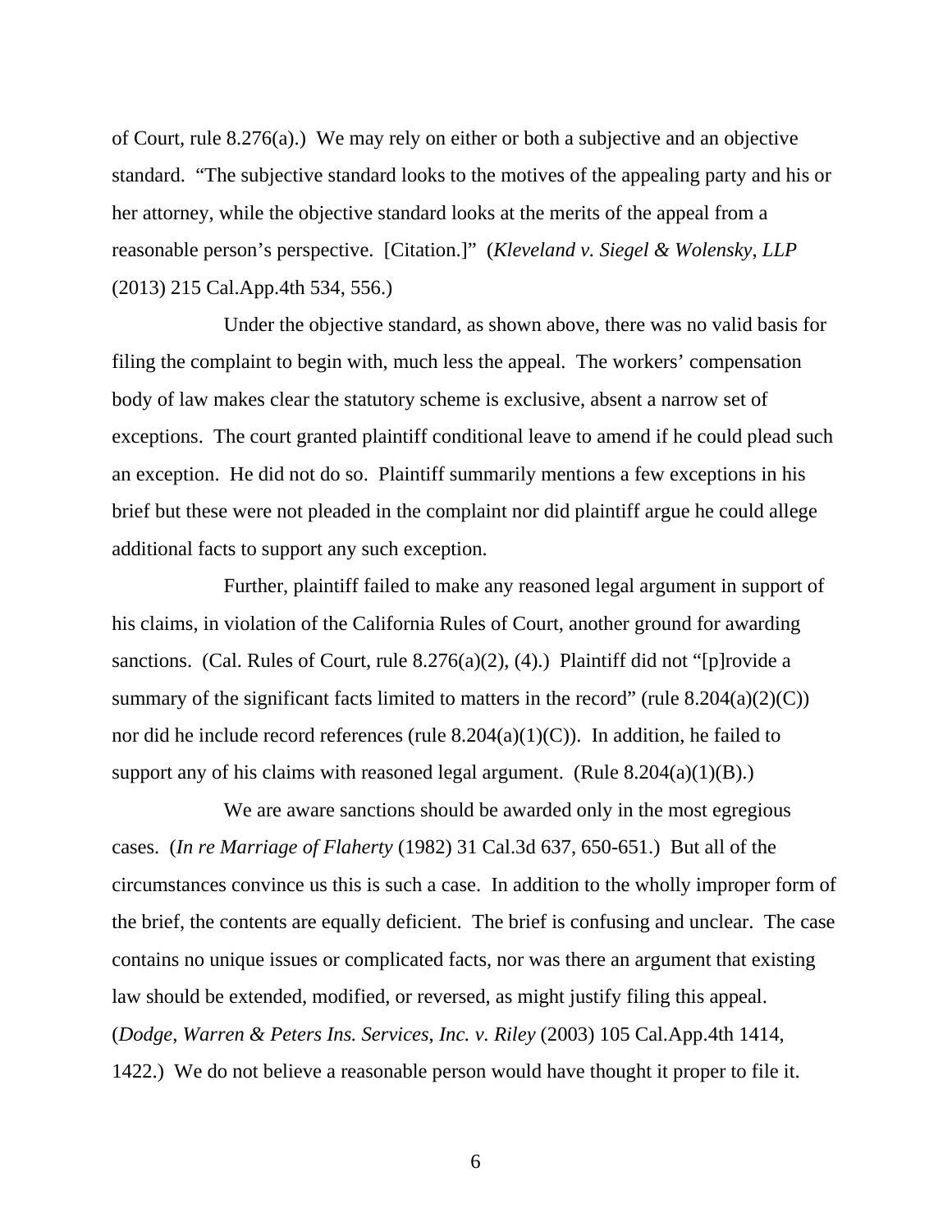of Court, rule 8.276(a).) We may rely on either or both a subjective and an objective standard. "The subjective standard looks to the motives of the appealing party and his or her attorney, while the objective standard looks at the merits of the appeal from a reasonable person's perspective. [Citation.]" (*Kleveland v. Siegel & Wolensky, LLP* (2013) 215 Cal.App.4th 534, 556.)

Under the objective standard, as shown above, there was no valid basis for filing the complaint to begin with, much less the appeal. The workers' compensation body of law makes clear the statutory scheme is exclusive, absent a narrow set of exceptions. The court granted plaintiff conditional leave to amend if he could plead such an exception. He did not do so. Plaintiff summarily mentions a few exceptions in his brief but these were not pleaded in the complaint nor did plaintiff argue he could allege additional facts to support any such exception.

Further, plaintiff failed to make any reasoned legal argument in support of his claims, in violation of the California Rules of Court, another ground for awarding sanctions. (Cal. Rules of Court, rule 8.276(a)(2), (4).) Plaintiff did not "[p]rovide a summary of the significant facts limited to matters in the record" (rule 8.204(a)(2)(C)) nor did he include record references (rule 8.204(a)(1)(C)). In addition, he failed to support any of his claims with reasoned legal argument. (Rule 8.204(a)(1)(B).)

We are aware sanctions should be awarded only in the most egregious cases. (*In re Marriage of Flaherty* (1982) 31 Cal.3d 637, 650-651.) But all of the circumstances convince us this is such a case. In addition to the wholly improper form of the brief, the contents are equally deficient. The brief is confusing and unclear. The case contains no unique issues or complicated facts, nor was there an argument that existing law should be extended, modified, or reversed, as might justify filing this appeal. (*Dodge, Warren & Peters Ins. Services, Inc. v. Riley* (2003) 105 Cal.App.4th 1414, 1422.) We do not believe a reasonable person would have thought it proper to file it.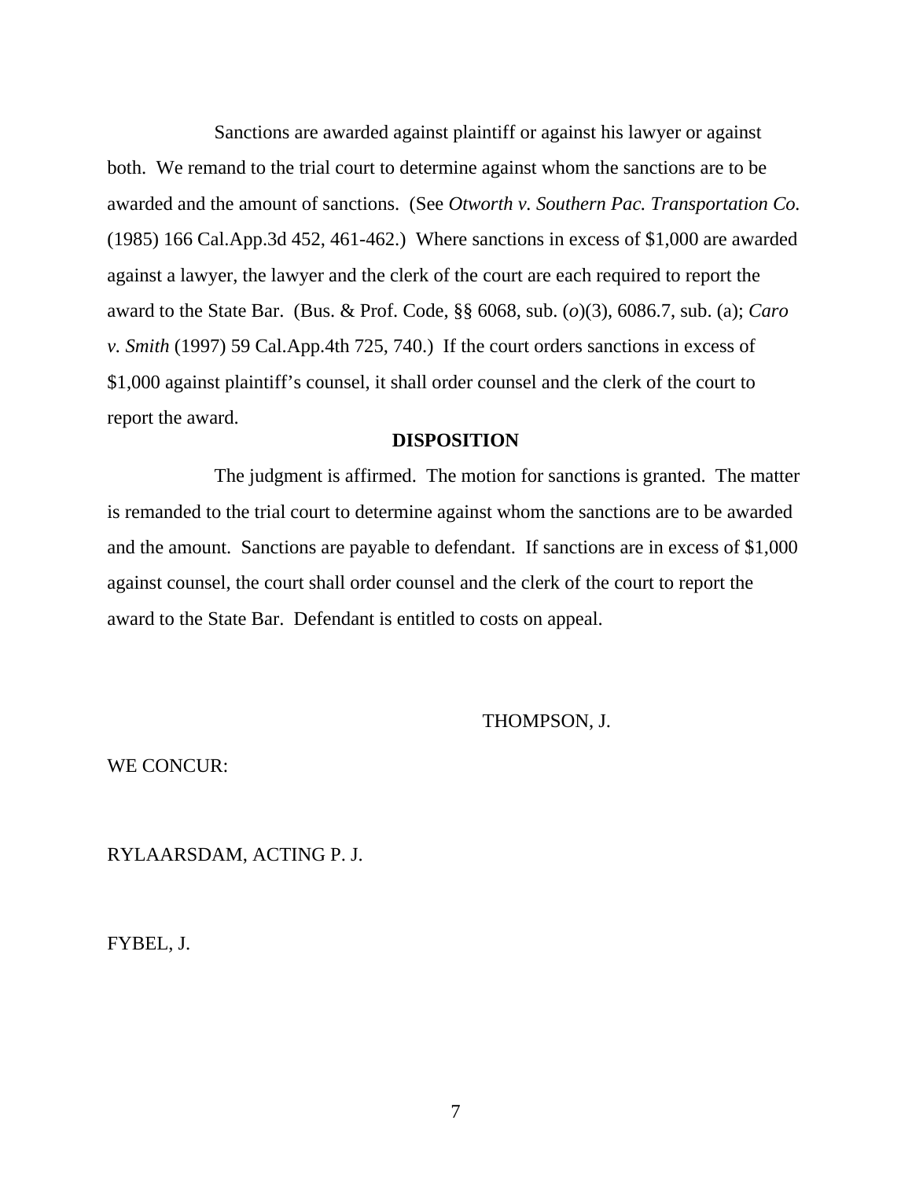Sanctions are awarded against plaintiff or against his lawyer or against both. We remand to the trial court to determine against whom the sanctions are to be awarded and the amount of sanctions. (See *Otworth v. Southern Pac. Transportation Co.* (1985) 166 Cal.App.3d 452, 461-462.) Where sanctions in excess of $1,000 are awarded against a lawyer, the lawyer and the clerk of the court are each required to report the award to the State Bar. (Bus. & Prof. Code, §§ 6068, sub. (*o*)(3), 6086.7, sub. (a); *Caro v. Smith* (1997) 59 Cal.App.4th 725, 740.) If the court orders sanctions in excess of $1,000 against plaintiff's counsel, it shall order counsel and the clerk of the court to report the award.

**DISPOSITION**

The judgment is affirmed. The motion for sanctions is granted. The matter is remanded to the trial court to determine against whom the sanctions are to be awarded and the amount. Sanctions are payable to defendant. If sanctions are in excess of $1,000 against counsel, the court shall order counsel and the clerk of the court to report the award to the State Bar. Defendant is entitled to costs on appeal.

THOMPSON, J.

WE CONCUR:

RYLAARSDAM, ACTING P. J.

FYBEL, J.